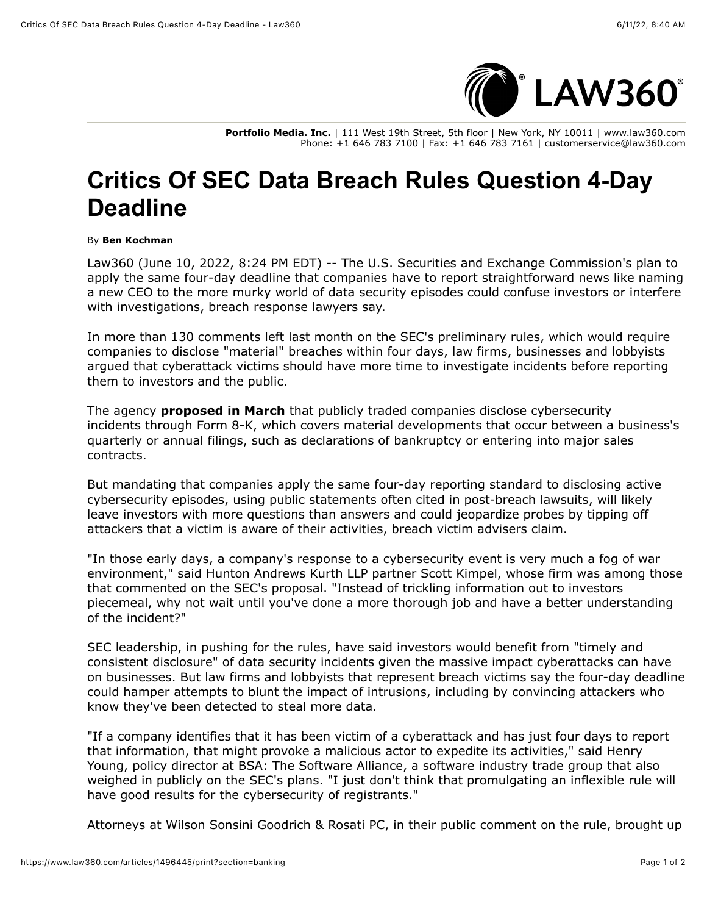Portfolio Media. Inc. | 111 West 19th Street, 5th floor | New York, NY 10011 | www.law360.com
Phone: +1 646 783 7100 | Fax: +1 646 783 7161 | customerservice@law360.com

# Critics Of SEC Data Breach Rules Question 4-Day Deadline

By **Ben Kochman**

Law360 (June 10, 2022, 8:24 PM EDT) -- The U.S. Securities and Exchange Commission's plan to apply the same four-day deadline that companies have to report straightforward news like naming a new CEO to the more murky world of data security episodes could confuse investors or interfere with investigations, breach response lawyers say.

In more than 130 comments left last month on the SEC's preliminary rules, which would require companies to disclose "material" breaches within four days, law firms, businesses and lobbyists argued that cyberattack victims should have more time to investigate incidents before reporting them to investors and the public.

The agency **proposed in March** that publicly traded companies disclose cybersecurity incidents through Form 8-K, which covers material developments that occur between a business's quarterly or annual filings, such as declarations of bankruptcy or entering into major sales contracts.

But mandating that companies apply the same four-day reporting standard to disclosing active cybersecurity episodes, using public statements often cited in post-breach lawsuits, will likely leave investors with more questions than answers and could jeopardize probes by tipping off attackers that a victim is aware of their activities, breach victim advisers claim.

"In those early days, a company's response to a cybersecurity event is very much a fog of war environment," said Hunton Andrews Kurth LLP partner Scott Kimpel, whose firm was among those that commented on the SEC's proposal. "Instead of trickling information out to investors piecemeal, why not wait until you've done a more thorough job and have a better understanding of the incident?"

SEC leadership, in pushing for the rules, have said investors would benefit from "timely and consistent disclosure" of data security incidents given the massive impact cyberattacks can have on businesses. But law firms and lobbyists that represent breach victims say the four-day deadline could hamper attempts to blunt the impact of intrusions, including by convincing attackers who know they've been detected to steal more data.

"If a company identifies that it has been victim of a cyberattack and has just four days to report that information, that might provoke a malicious actor to expedite its activities," said Henry Young, policy director at BSA: The Software Alliance, a software industry trade group that also weighed in publicly on the SEC's plans. "I just don't think that promulgating an inflexible rule will have good results for the cybersecurity of registrants."

Attorneys at Wilson Sonsini Goodrich & Rosati PC, in their public comment on the rule, brought up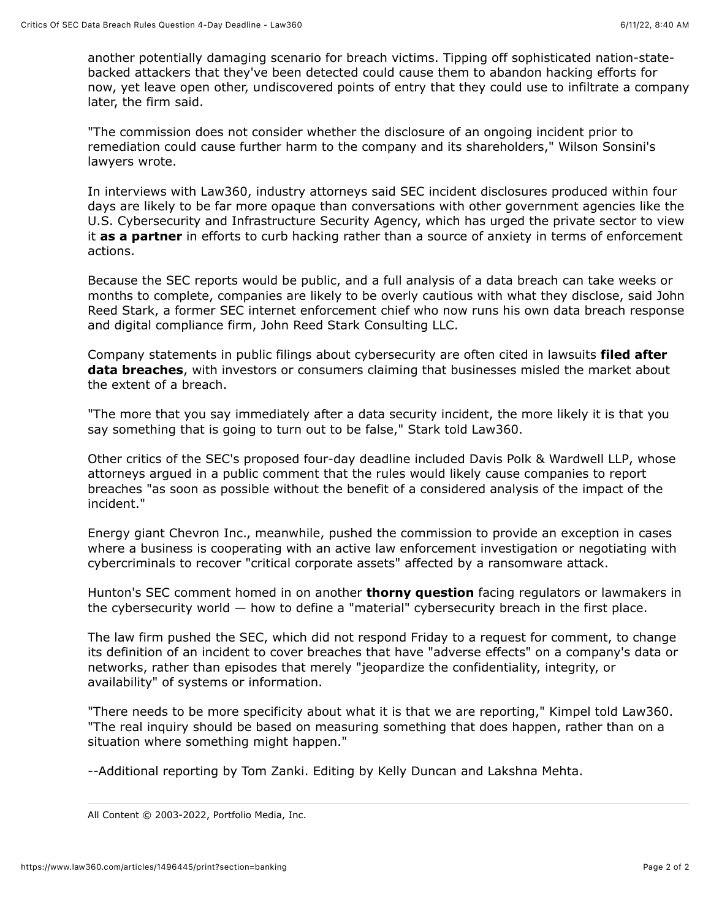another potentially damaging scenario for breach victims. Tipping off sophisticated nation-state-backed attackers that they've been detected could cause them to abandon hacking efforts for now, yet leave open other, undiscovered points of entry that they could use to infiltrate a company later, the firm said.

"The commission does not consider whether the disclosure of an ongoing incident prior to remediation could cause further harm to the company and its shareholders," Wilson Sonsini's lawyers wrote.

In interviews with Law360, industry attorneys said SEC incident disclosures produced within four days are likely to be far more opaque than conversations with other government agencies like the U.S. Cybersecurity and Infrastructure Security Agency, which has urged the private sector to view it **as a partner** in efforts to curb hacking rather than a source of anxiety in terms of enforcement actions.

Because the SEC reports would be public, and a full analysis of a data breach can take weeks or months to complete, companies are likely to be overly cautious with what they disclose, said John Reed Stark, a former SEC internet enforcement chief who now runs his own data breach response and digital compliance firm, John Reed Stark Consulting LLC.

Company statements in public filings about cybersecurity are often cited in lawsuits **filed after data breaches**, with investors or consumers claiming that businesses misled the market about the extent of a breach.

"The more that you say immediately after a data security incident, the more likely it is that you say something that is going to turn out to be false," Stark told Law360.

Other critics of the SEC's proposed four-day deadline included Davis Polk & Wardwell LLP, whose attorneys argued in a public comment that the rules would likely cause companies to report breaches "as soon as possible without the benefit of a considered analysis of the impact of the incident."

Energy giant Chevron Inc., meanwhile, pushed the commission to provide an exception in cases where a business is cooperating with an active law enforcement investigation or negotiating with cybercriminals to recover "critical corporate assets" affected by a ransomware attack.

Hunton's SEC comment homed in on another **thorny question** facing regulators or lawmakers in the cybersecurity world — how to define a "material" cybersecurity breach in the first place.

The law firm pushed the SEC, which did not respond Friday to a request for comment, to change its definition of an incident to cover breaches that have "adverse effects" on a company's data or networks, rather than episodes that merely "jeopardize the confidentiality, integrity, or availability" of systems or information.

"There needs to be more specificity about what it is that we are reporting," Kimpel told Law360. "The real inquiry should be based on measuring something that does happen, rather than on a situation where something might happen."

--Additional reporting by Tom Zanki. Editing by Kelly Duncan and Lakshna Mehta.

All Content © 2003-2022, Portfolio Media, Inc.